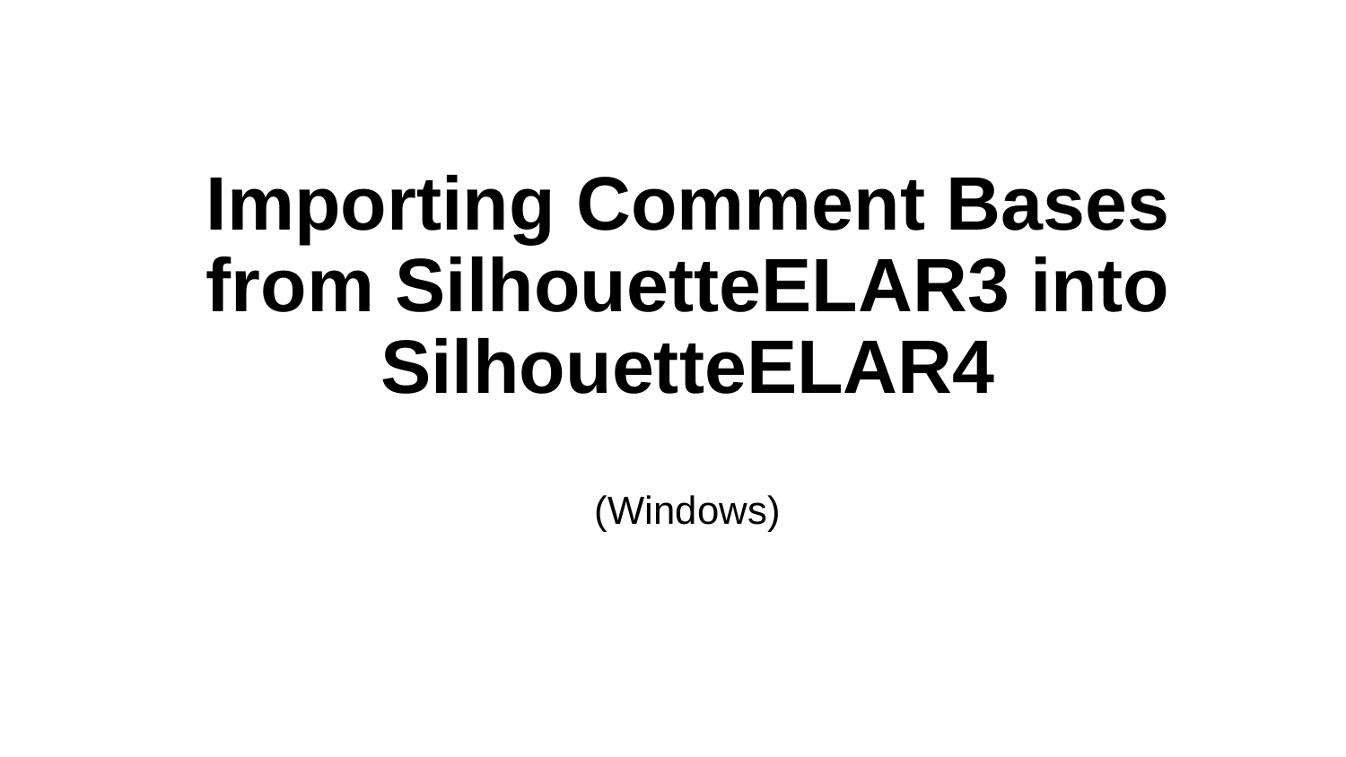# Importing Comment Bases from SilhouetteELAR3 into SilhouetteELAR4

(Windows)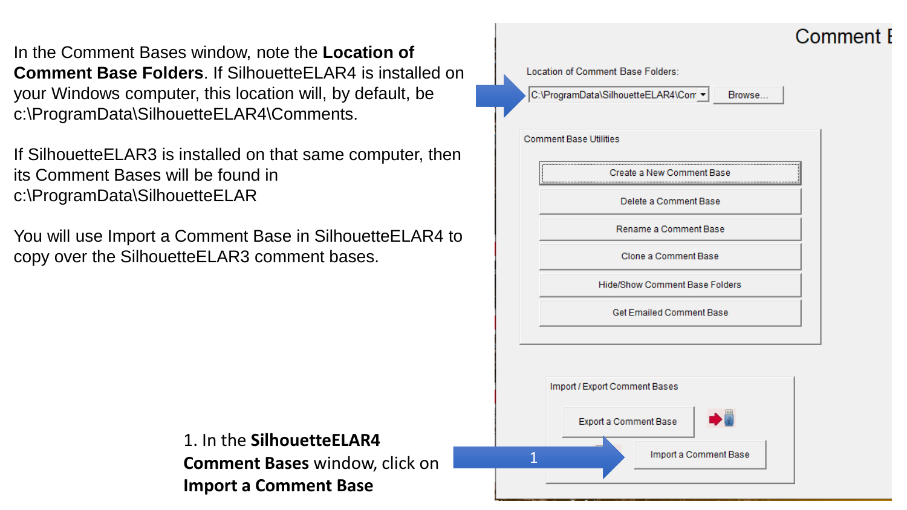In the Comment Bases window, note the **Location of Comment Base Folders**. If SilhouetteELAR4 is installed on your Windows computer, this location will, by default, be c:\ProgramData\SilhouetteELAR4\Comments.

If SilhouetteELAR3 is installed on that same computer, then its Comment Bases will be found in c:\ProgramData\SilhouetteELAR

You will use Import a Comment Base in SilhouetteELAR4 to copy over the SilhouetteELAR3 comment bases.

1. In the **SilhouetteELAR4 Comment Bases** window, click on **Import a Comment Base**

Comment B

Location of Comment Base Folders:

C:\ProgramData\SilhouetteELAR4\Com

Browse...

Comment Base Utilities

- Create a New Comment Base
- Delete a Comment Base
- Rename a Comment Base
- Clone a Comment Base
- Hide/Show Comment Base Folders
- Get Emailed Comment Base

Import / Export Comment Bases

- Export a Comment Base
- Import a Comment Base

1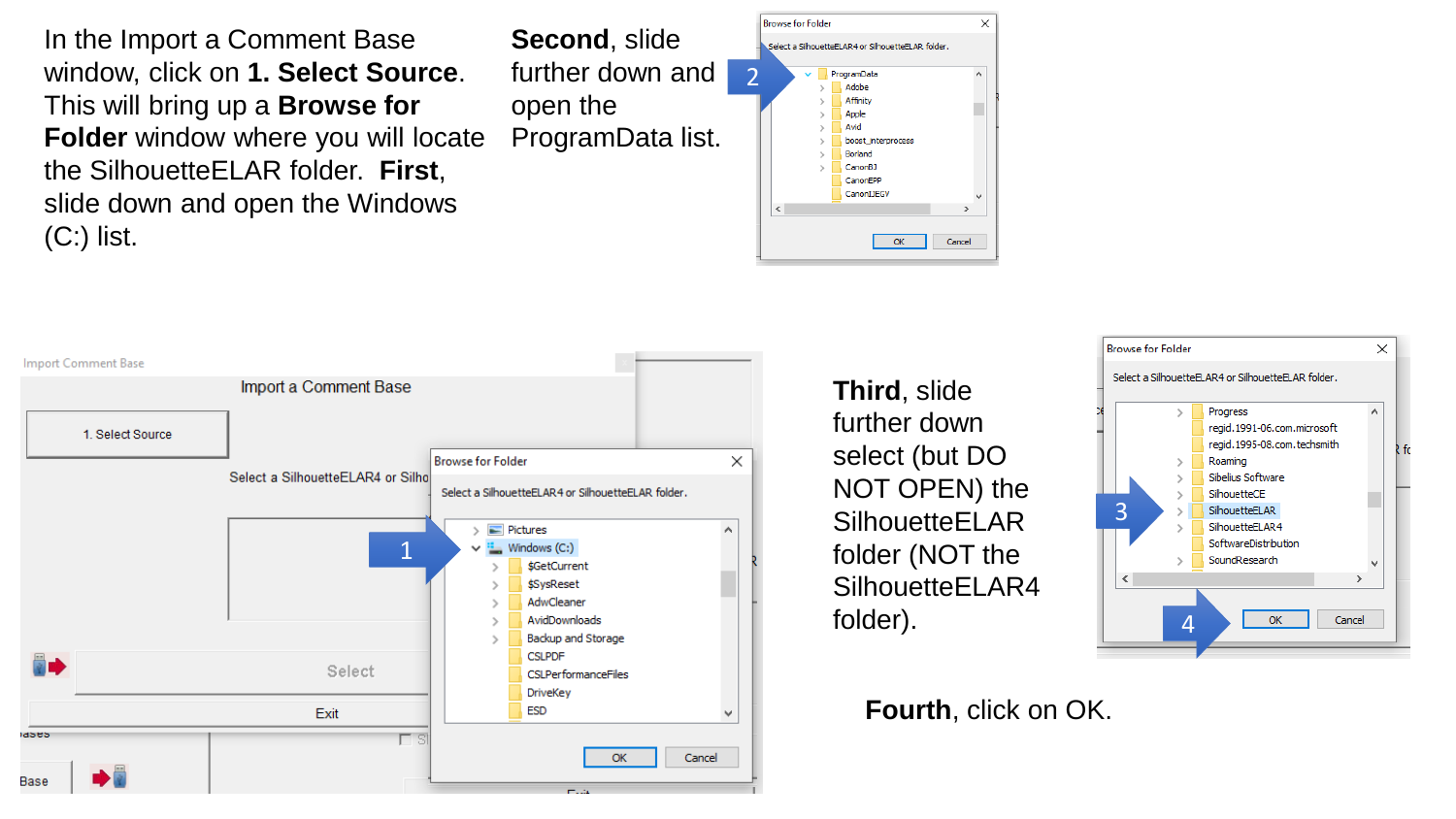In the Import a Comment Base window, click on **1. Select Source**. This will bring up a **Browse for Folder** window where you will locate the SilhouetteELAR folder. **First**, slide down and open the Windows (C:) list.

**Second**, slide further down and open the ProgramData list.

**Third**, slide further down select (but DO NOT OPEN) the SilhouetteELAR folder (NOT the SilhouetteELAR4 folder).

**Fourth**, click on OK.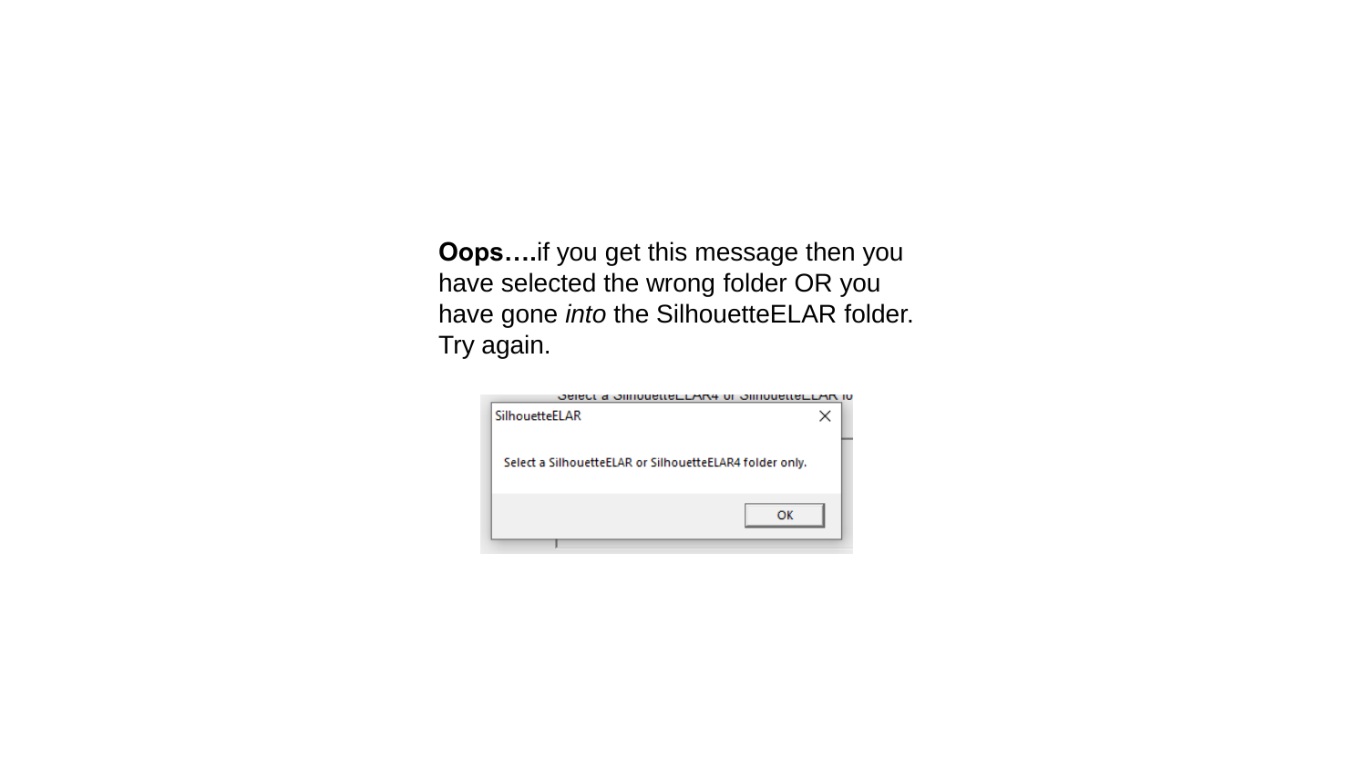**Oops….**if you get this message then you have selected the wrong folder OR you have gone *into* the SilhouetteELAR folder. Try again.

SilhouetteELAR

Select a SilhouetteELAR or SilhouetteELAR4 folder only.

OK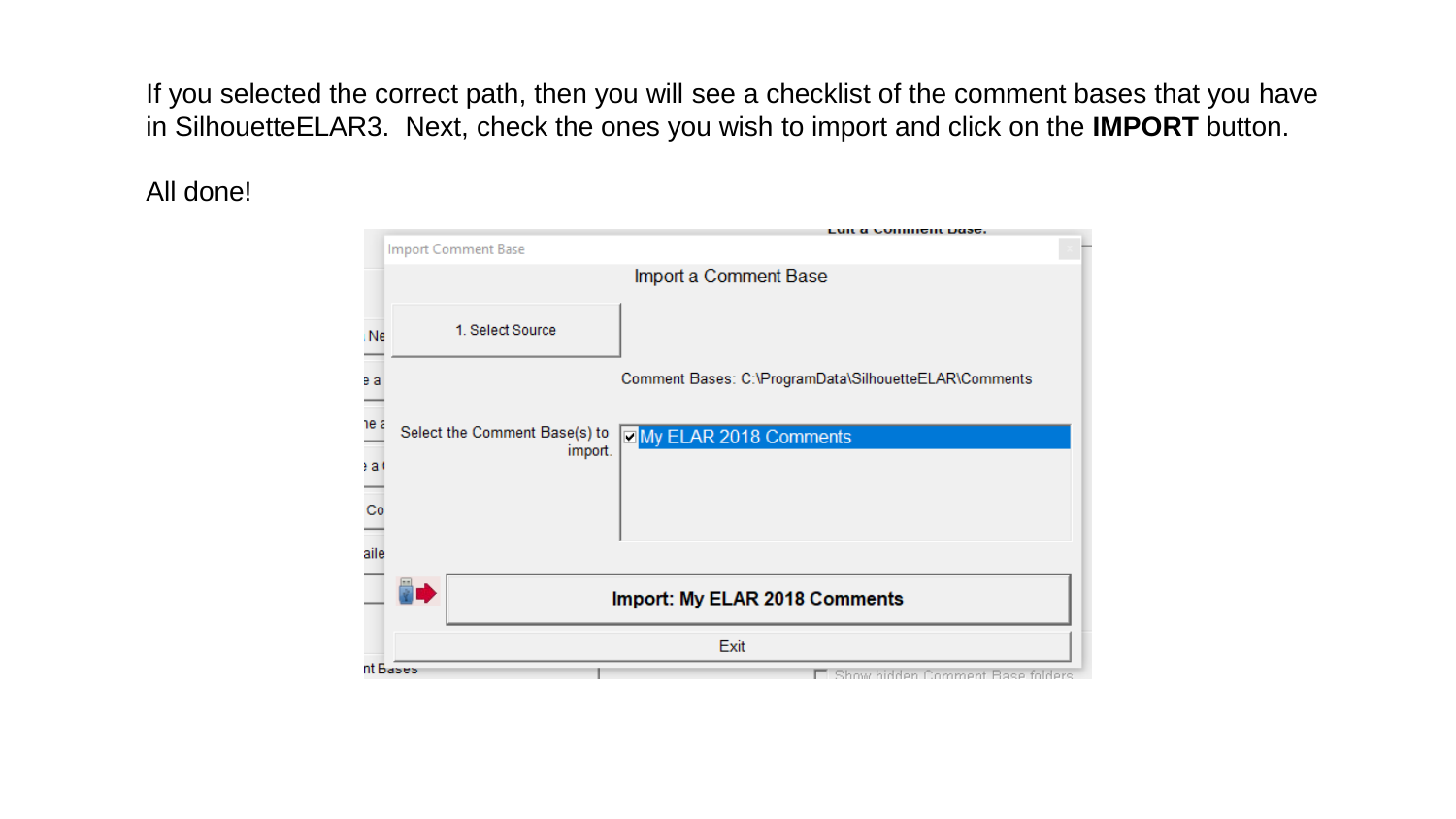If you selected the correct path, then you will see a checklist of the comment bases that you have in SilhouetteELAR3. Next, check the ones you wish to import and click on the **IMPORT** button.

All done!

Import Comment Base

Import a Comment Base

1. Select Source

Comment Bases: C:\ProgramData\SilhouetteELAR\Comments

Select the Comment Base(s) to import.

My ELAR 2018 Comments

Import: My ELAR 2018 Comments

Exit